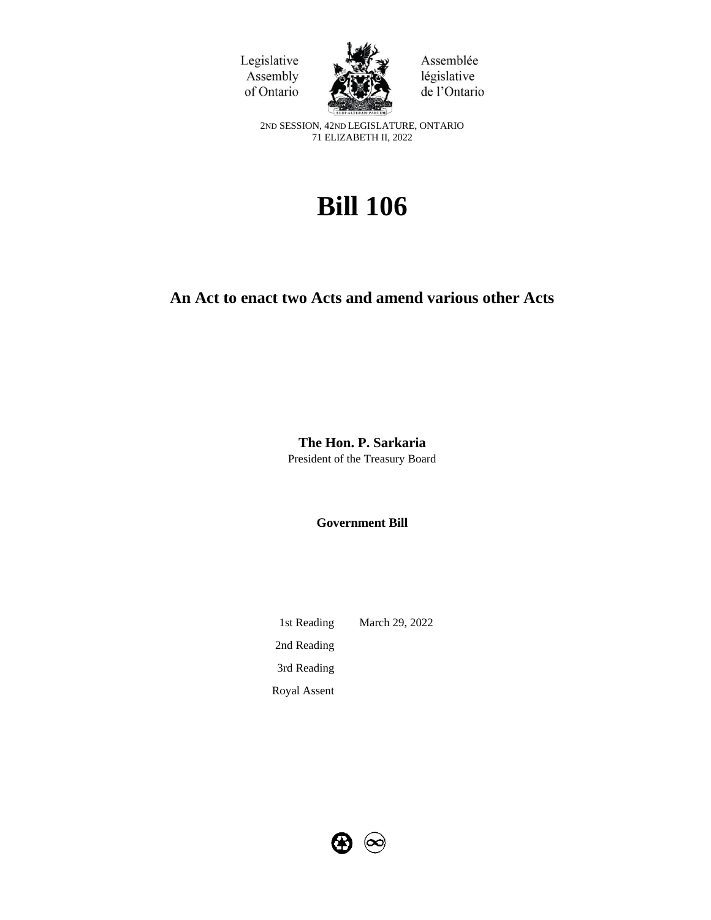Legislative Assembly of Ontario

Assemblée législative de l'Ontario

2ND SESSION, 42ND LEGISLATURE, ONTARIO
71 ELIZABETH II, 2022

# Bill 106

## An Act to enact two Acts and amend various other Acts

**The Hon. P. Sarkaria**
President of the Treasury Board

**Government Bill**

| | |
|---|---|
| 1st Reading | March 29, 2022 |
| 2nd Reading | |
| 3rd Reading | |
| Royal Assent | |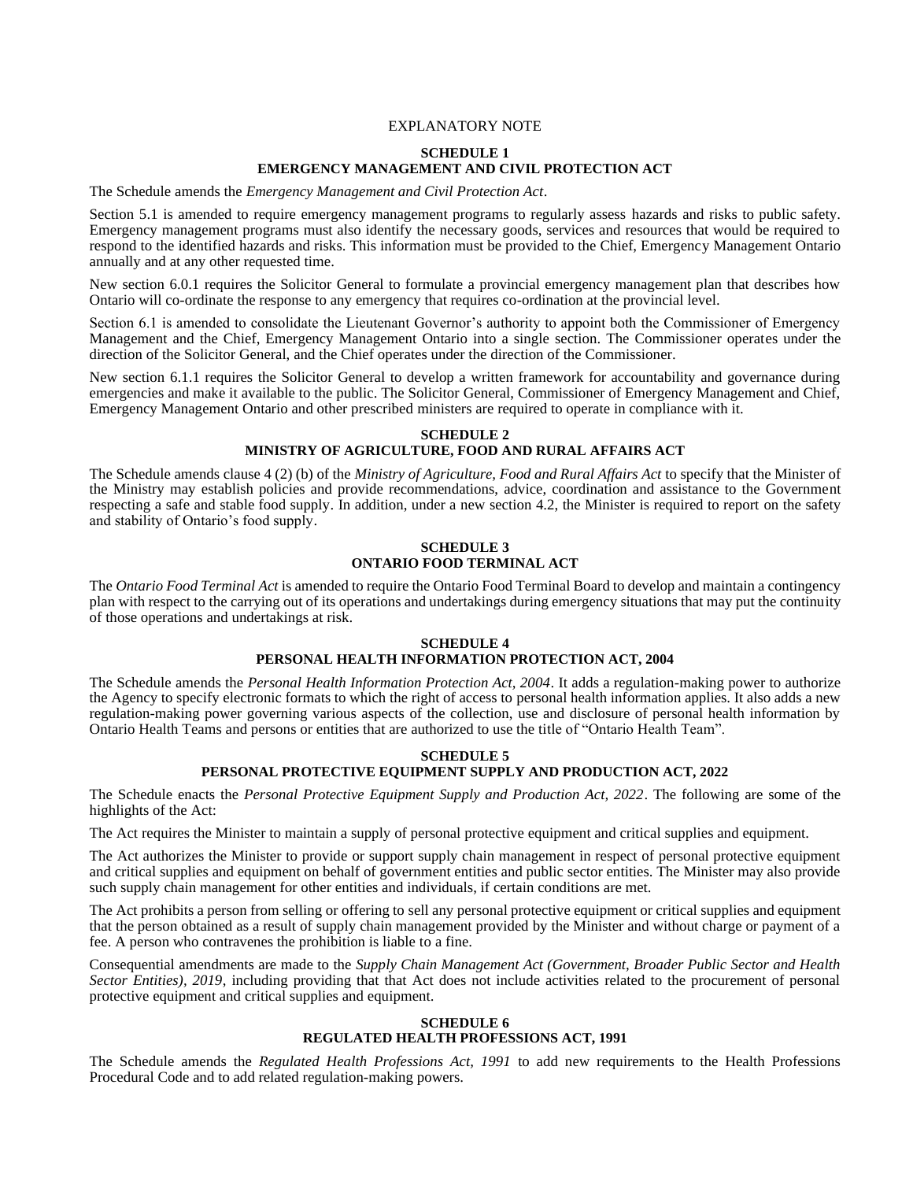# EXPLANATORY NOTE

## SCHEDULE 1
## EMERGENCY MANAGEMENT AND CIVIL PROTECTION ACT

The Schedule amends the *Emergency Management and Civil Protection Act*.

Section 5.1 is amended to require emergency management programs to regularly assess hazards and risks to public safety. Emergency management programs must also identify the necessary goods, services and resources that would be required to respond to the identified hazards and risks. This information must be provided to the Chief, Emergency Management Ontario annually and at any other requested time.

New section 6.0.1 requires the Solicitor General to formulate a provincial emergency management plan that describes how Ontario will co-ordinate the response to any emergency that requires co-ordination at the provincial level.

Section 6.1 is amended to consolidate the Lieutenant Governor's authority to appoint both the Commissioner of Emergency Management and the Chief, Emergency Management Ontario into a single section. The Commissioner operates under the direction of the Solicitor General, and the Chief operates under the direction of the Commissioner.

New section 6.1.1 requires the Solicitor General to develop a written framework for accountability and governance during emergencies and make it available to the public. The Solicitor General, Commissioner of Emergency Management and Chief, Emergency Management Ontario and other prescribed ministers are required to operate in compliance with it.

## SCHEDULE 2
## MINISTRY OF AGRICULTURE, FOOD AND RURAL AFFAIRS ACT

The Schedule amends clause 4 (2) (b) of the *Ministry of Agriculture, Food and Rural Affairs Act* to specify that the Minister of the Ministry may establish policies and provide recommendations, advice, coordination and assistance to the Government respecting a safe and stable food supply. In addition, under a new section 4.2, the Minister is required to report on the safety and stability of Ontario's food supply.

## SCHEDULE 3
## ONTARIO FOOD TERMINAL ACT

The *Ontario Food Terminal Act* is amended to require the Ontario Food Terminal Board to develop and maintain a contingency plan with respect to the carrying out of its operations and undertakings during emergency situations that may put the continuity of those operations and undertakings at risk.

## SCHEDULE 4
## PERSONAL HEALTH INFORMATION PROTECTION ACT, 2004

The Schedule amends the *Personal Health Information Protection Act, 2004*. It adds a regulation-making power to authorize the Agency to specify electronic formats to which the right of access to personal health information applies. It also adds a new regulation-making power governing various aspects of the collection, use and disclosure of personal health information by Ontario Health Teams and persons or entities that are authorized to use the title of "Ontario Health Team".

## SCHEDULE 5
## PERSONAL PROTECTIVE EQUIPMENT SUPPLY AND PRODUCTION ACT, 2022

The Schedule enacts the *Personal Protective Equipment Supply and Production Act, 2022*. The following are some of the highlights of the Act:

The Act requires the Minister to maintain a supply of personal protective equipment and critical supplies and equipment.

The Act authorizes the Minister to provide or support supply chain management in respect of personal protective equipment and critical supplies and equipment on behalf of government entities and public sector entities. The Minister may also provide such supply chain management for other entities and individuals, if certain conditions are met.

The Act prohibits a person from selling or offering to sell any personal protective equipment or critical supplies and equipment that the person obtained as a result of supply chain management provided by the Minister and without charge or payment of a fee. A person who contravenes the prohibition is liable to a fine.

Consequential amendments are made to the *Supply Chain Management Act (Government, Broader Public Sector and Health Sector Entities), 2019*, including providing that that Act does not include activities related to the procurement of personal protective equipment and critical supplies and equipment.

## SCHEDULE 6
## REGULATED HEALTH PROFESSIONS ACT, 1991

The Schedule amends the *Regulated Health Professions Act, 1991* to add new requirements to the Health Professions Procedural Code and to add related regulation-making powers.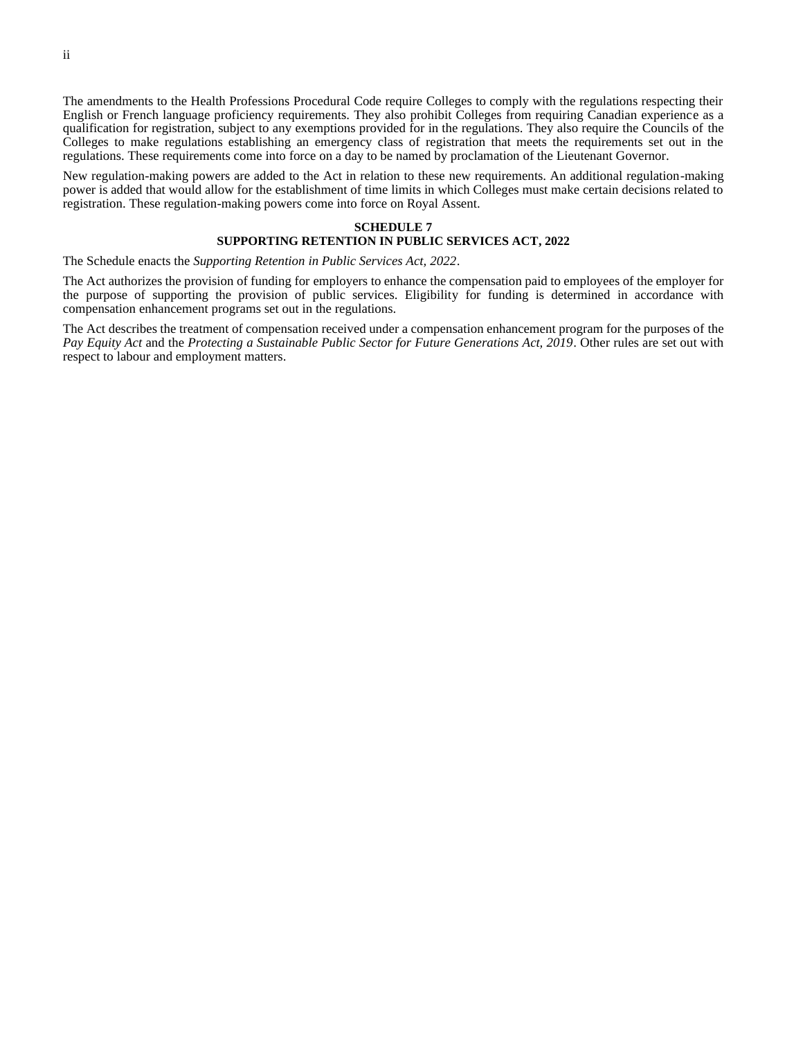The amendments to the Health Professions Procedural Code require Colleges to comply with the regulations respecting their English or French language proficiency requirements. They also prohibit Colleges from requiring Canadian experience as a qualification for registration, subject to any exemptions provided for in the regulations. They also require the Councils of the Colleges to make regulations establishing an emergency class of registration that meets the requirements set out in the regulations. These requirements come into force on a day to be named by proclamation of the Lieutenant Governor.

New regulation-making powers are added to the Act in relation to these new requirements. An additional regulation-making power is added that would allow for the establishment of time limits in which Colleges must make certain decisions related to registration. These regulation-making powers come into force on Royal Assent.

**SCHEDULE 7**
**SUPPORTING RETENTION IN PUBLIC SERVICES ACT, 2022**

The Schedule enacts the *Supporting Retention in Public Services Act, 2022*.

The Act authorizes the provision of funding for employers to enhance the compensation paid to employees of the employer for the purpose of supporting the provision of public services. Eligibility for funding is determined in accordance with compensation enhancement programs set out in the regulations.

The Act describes the treatment of compensation received under a compensation enhancement program for the purposes of the *Pay Equity Act* and the *Protecting a Sustainable Public Sector for Future Generations Act, 2019*. Other rules are set out with respect to labour and employment matters.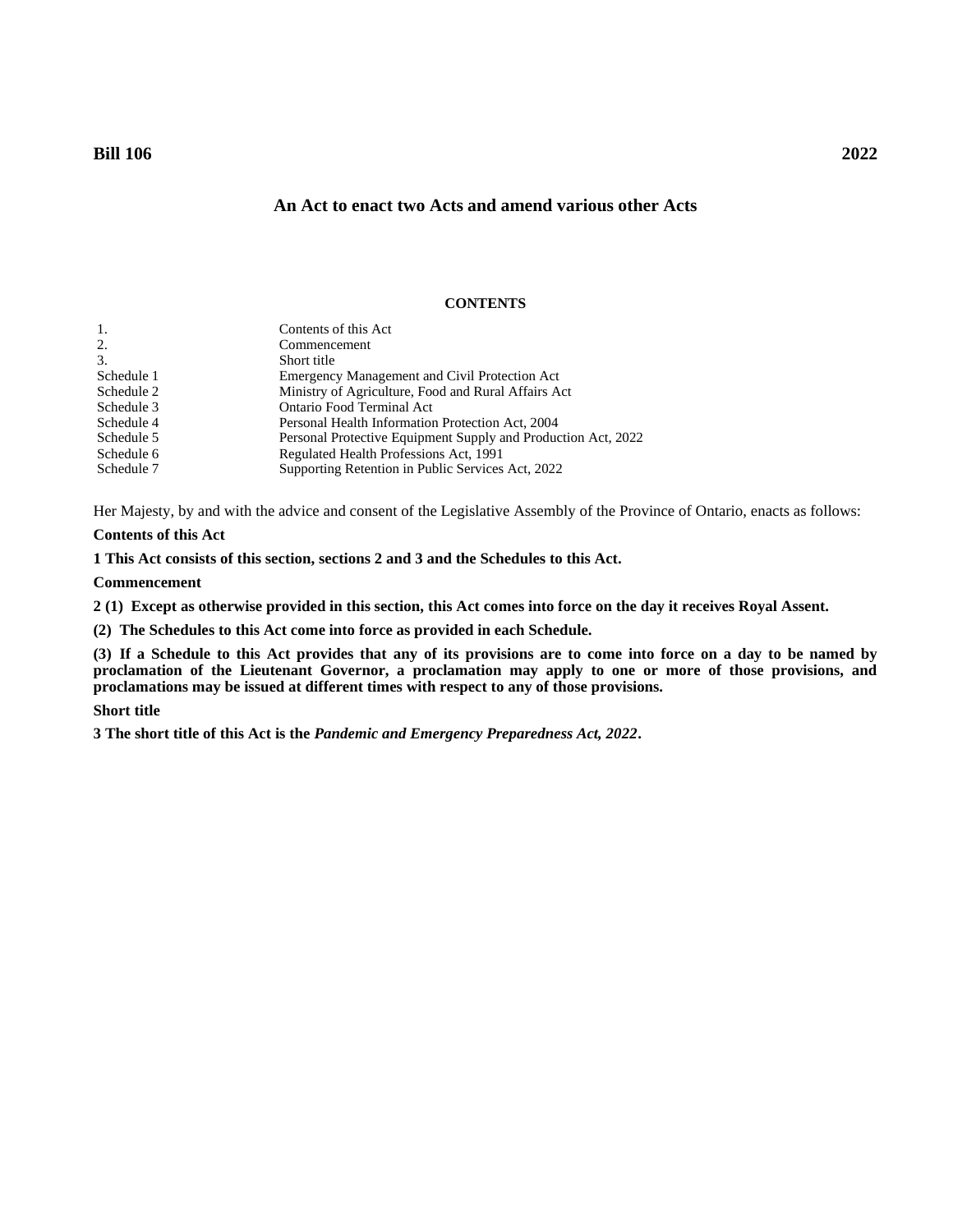**Bill 106** **2022**

## An Act to enact two Acts and amend various other Acts

**CONTENTS**

| | |
|---|---|
| 1. | Contents of this Act |
| 2. | Commencement |
| 3. | Short title |
| Schedule 1 | Emergency Management and Civil Protection Act |
| Schedule 2 | Ministry of Agriculture, Food and Rural Affairs Act |
| Schedule 3 | Ontario Food Terminal Act |
| Schedule 4 | Personal Health Information Protection Act, 2004 |
| Schedule 5 | Personal Protective Equipment Supply and Production Act, 2022 |
| Schedule 6 | Regulated Health Professions Act, 1991 |
| Schedule 7 | Supporting Retention in Public Services Act, 2022 |

Her Majesty, by and with the advice and consent of the Legislative Assembly of the Province of Ontario, enacts as follows:

**Contents of this Act**

**1 This Act consists of this section, sections 2 and 3 and the Schedules to this Act.**

**Commencement**

**2 (1) Except as otherwise provided in this section, this Act comes into force on the day it receives Royal Assent.**

**(2) The Schedules to this Act come into force as provided in each Schedule.**

**(3) If a Schedule to this Act provides that any of its provisions are to come into force on a day to be named by proclamation of the Lieutenant Governor, a proclamation may apply to one or more of those provisions, and proclamations may be issued at different times with respect to any of those provisions.**

**Short title**

**3 The short title of this Act is the *Pandemic and Emergency Preparedness Act, 2022*.**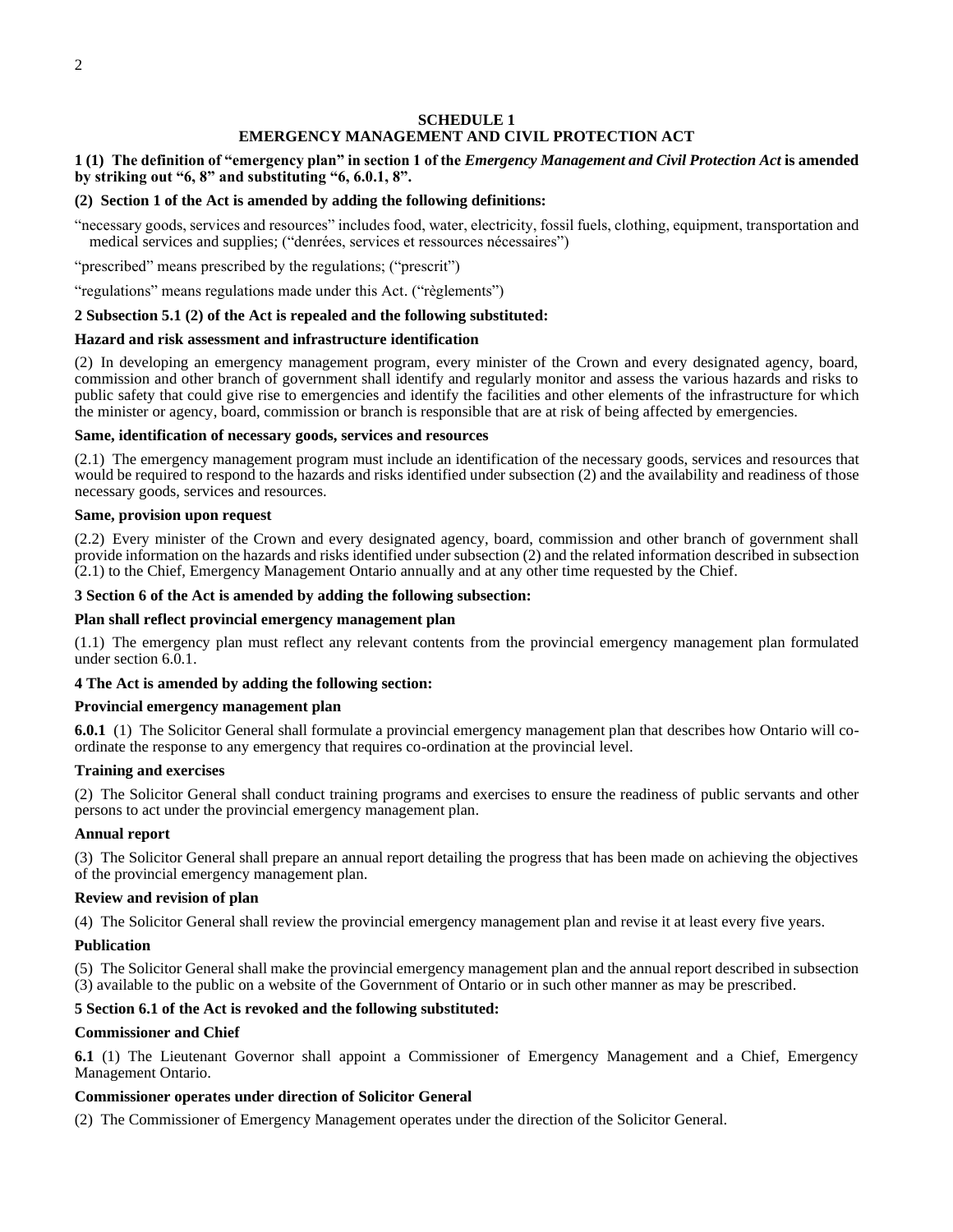## SCHEDULE 1
## EMERGENCY MANAGEMENT AND CIVIL PROTECTION ACT

**1 (1) The definition of "emergency plan" in section 1 of the *Emergency Management and Civil Protection Act* is amended by striking out "6, 8" and substituting "6, 6.0.1, 8".**

**(2) Section 1 of the Act is amended by adding the following definitions:**

"necessary goods, services and resources" includes food, water, electricity, fossil fuels, clothing, equipment, transportation and medical services and supplies; ("denrées, services et ressources nécessaires")

"prescribed" means prescribed by the regulations; ("prescrit")

"regulations" means regulations made under this Act. ("règlements")

**2 Subsection 5.1 (2) of the Act is repealed and the following substituted:**

**Hazard and risk assessment and infrastructure identification**

(2) In developing an emergency management program, every minister of the Crown and every designated agency, board, commission and other branch of government shall identify and regularly monitor and assess the various hazards and risks to public safety that could give rise to emergencies and identify the facilities and other elements of the infrastructure for which the minister or agency, board, commission or branch is responsible that are at risk of being affected by emergencies.

**Same, identification of necessary goods, services and resources**

(2.1) The emergency management program must include an identification of the necessary goods, services and resources that would be required to respond to the hazards and risks identified under subsection (2) and the availability and readiness of those necessary goods, services and resources.

**Same, provision upon request**

(2.2) Every minister of the Crown and every designated agency, board, commission and other branch of government shall provide information on the hazards and risks identified under subsection (2) and the related information described in subsection (2.1) to the Chief, Emergency Management Ontario annually and at any other time requested by the Chief.

**3 Section 6 of the Act is amended by adding the following subsection:**

**Plan shall reflect provincial emergency management plan**

(1.1) The emergency plan must reflect any relevant contents from the provincial emergency management plan formulated under section 6.0.1.

**4 The Act is amended by adding the following section:**

**Provincial emergency management plan**

**6.0.1** (1) The Solicitor General shall formulate a provincial emergency management plan that describes how Ontario will co-ordinate the response to any emergency that requires co-ordination at the provincial level.

**Training and exercises**

(2) The Solicitor General shall conduct training programs and exercises to ensure the readiness of public servants and other persons to act under the provincial emergency management plan.

**Annual report**

(3) The Solicitor General shall prepare an annual report detailing the progress that has been made on achieving the objectives of the provincial emergency management plan.

**Review and revision of plan**

(4) The Solicitor General shall review the provincial emergency management plan and revise it at least every five years.

**Publication**

(5) The Solicitor General shall make the provincial emergency management plan and the annual report described in subsection (3) available to the public on a website of the Government of Ontario or in such other manner as may be prescribed.

**5 Section 6.1 of the Act is revoked and the following substituted:**

**Commissioner and Chief**

**6.1** (1) The Lieutenant Governor shall appoint a Commissioner of Emergency Management and a Chief, Emergency Management Ontario.

**Commissioner operates under direction of Solicitor General**

(2) The Commissioner of Emergency Management operates under the direction of the Solicitor General.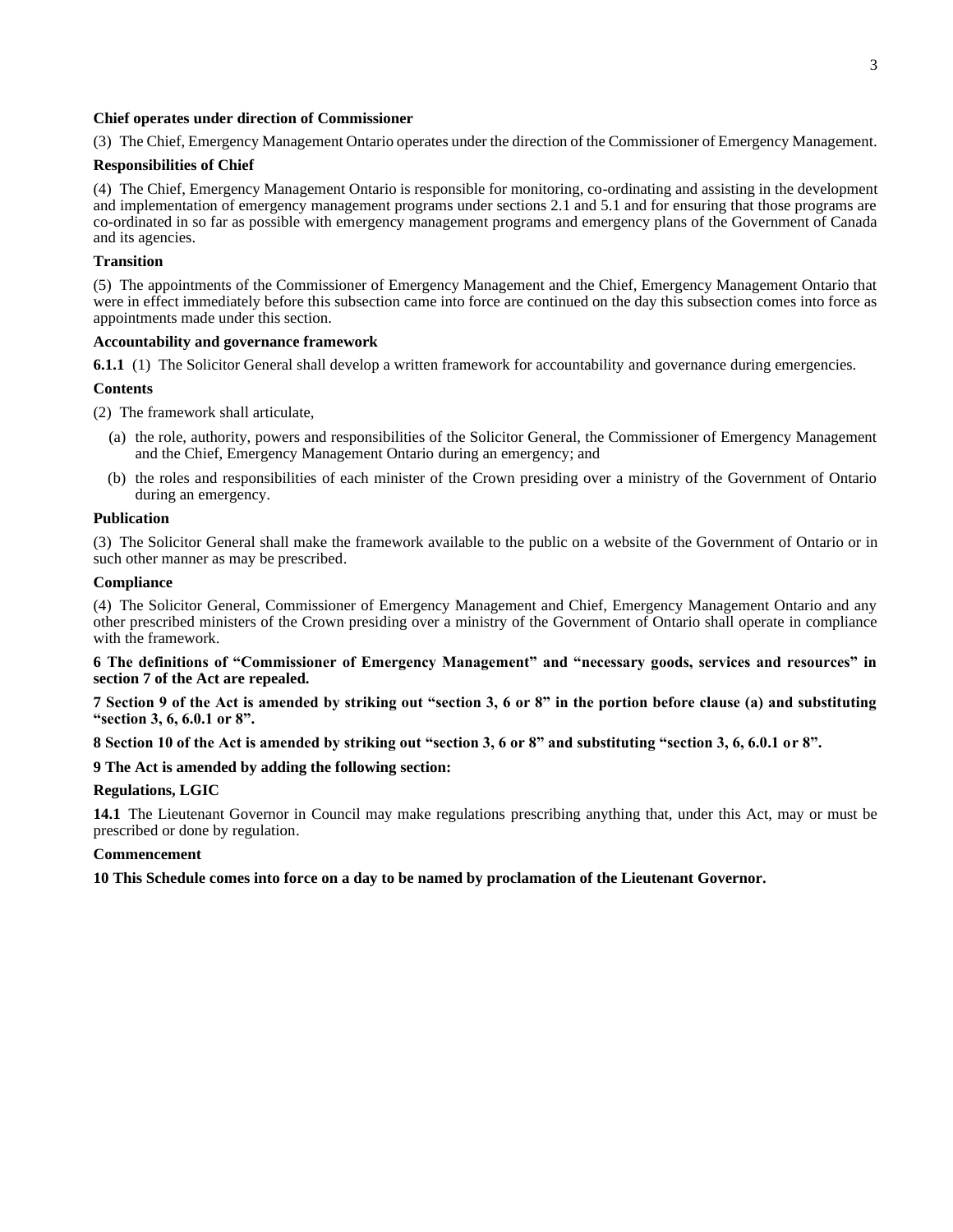**Chief operates under direction of Commissioner**

(3) The Chief, Emergency Management Ontario operates under the direction of the Commissioner of Emergency Management.

**Responsibilities of Chief**

(4) The Chief, Emergency Management Ontario is responsible for monitoring, co-ordinating and assisting in the development and implementation of emergency management programs under sections 2.1 and 5.1 and for ensuring that those programs are co-ordinated in so far as possible with emergency management programs and emergency plans of the Government of Canada and its agencies.

**Transition**

(5) The appointments of the Commissioner of Emergency Management and the Chief, Emergency Management Ontario that were in effect immediately before this subsection came into force are continued on the day this subsection comes into force as appointments made under this section.

**Accountability and governance framework**

**6.1.1** (1) The Solicitor General shall develop a written framework for accountability and governance during emergencies.

**Contents**

(2) The framework shall articulate,

- (a) the role, authority, powers and responsibilities of the Solicitor General, the Commissioner of Emergency Management and the Chief, Emergency Management Ontario during an emergency; and
- (b) the roles and responsibilities of each minister of the Crown presiding over a ministry of the Government of Ontario during an emergency.

**Publication**

(3) The Solicitor General shall make the framework available to the public on a website of the Government of Ontario or in such other manner as may be prescribed.

**Compliance**

(4) The Solicitor General, Commissioner of Emergency Management and Chief, Emergency Management Ontario and any other prescribed ministers of the Crown presiding over a ministry of the Government of Ontario shall operate in compliance with the framework.

**6 The definitions of "Commissioner of Emergency Management" and "necessary goods, services and resources" in section 7 of the Act are repealed.**

**7 Section 9 of the Act is amended by striking out "section 3, 6 or 8" in the portion before clause (a) and substituting "section 3, 6, 6.0.1 or 8".**

**8 Section 10 of the Act is amended by striking out "section 3, 6 or 8" and substituting "section 3, 6, 6.0.1 or 8".**

**9 The Act is amended by adding the following section:**

**Regulations, LGIC**

**14.1** The Lieutenant Governor in Council may make regulations prescribing anything that, under this Act, may or must be prescribed or done by regulation.

**Commencement**

**10 This Schedule comes into force on a day to be named by proclamation of the Lieutenant Governor.**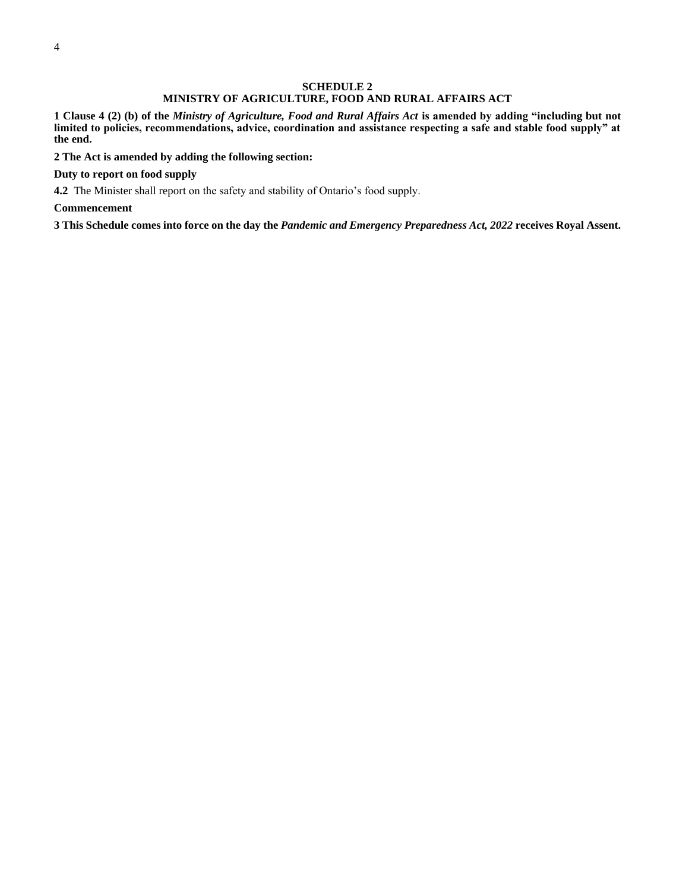## SCHEDULE 2
## MINISTRY OF AGRICULTURE, FOOD AND RURAL AFFAIRS ACT

**1 Clause 4 (2) (b) of the *Ministry of Agriculture, Food and Rural Affairs Act* is amended by adding "including but not limited to policies, recommendations, advice, coordination and assistance respecting a safe and stable food supply" at the end.**

**2 The Act is amended by adding the following section:**

**Duty to report on food supply**

**4.2** The Minister shall report on the safety and stability of Ontario's food supply.

**Commencement**

**3 This Schedule comes into force on the day the *Pandemic and Emergency Preparedness Act, 2022* receives Royal Assent.**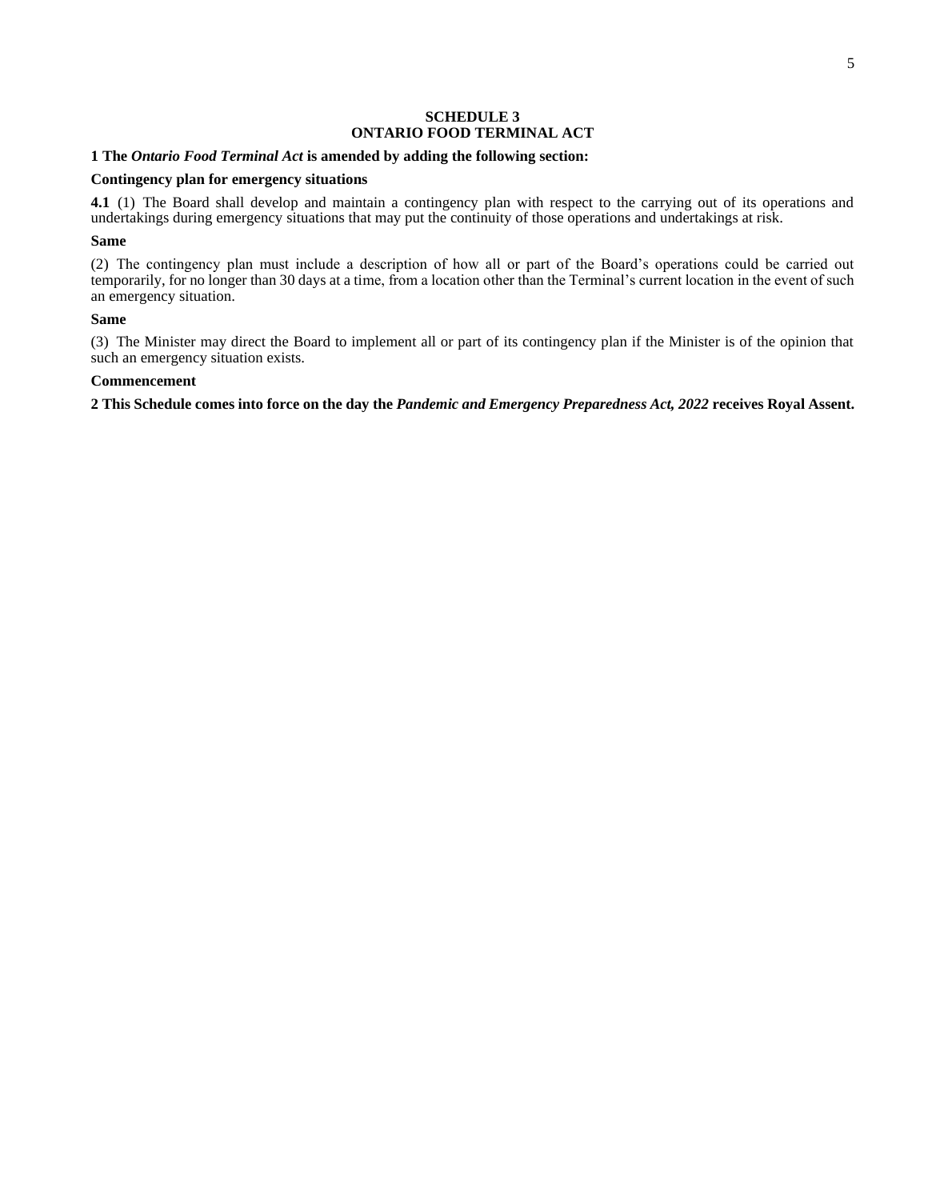## SCHEDULE 3
## ONTARIO FOOD TERMINAL ACT

**1 The *Ontario Food Terminal Act* is amended by adding the following section:**

**Contingency plan for emergency situations**

**4.1** (1) The Board shall develop and maintain a contingency plan with respect to the carrying out of its operations and undertakings during emergency situations that may put the continuity of those operations and undertakings at risk.

**Same**

(2) The contingency plan must include a description of how all or part of the Board's operations could be carried out temporarily, for no longer than 30 days at a time, from a location other than the Terminal's current location in the event of such an emergency situation.

**Same**

(3) The Minister may direct the Board to implement all or part of its contingency plan if the Minister is of the opinion that such an emergency situation exists.

**Commencement**

**2 This Schedule comes into force on the day the *Pandemic and Emergency Preparedness Act, 2022* receives Royal Assent.**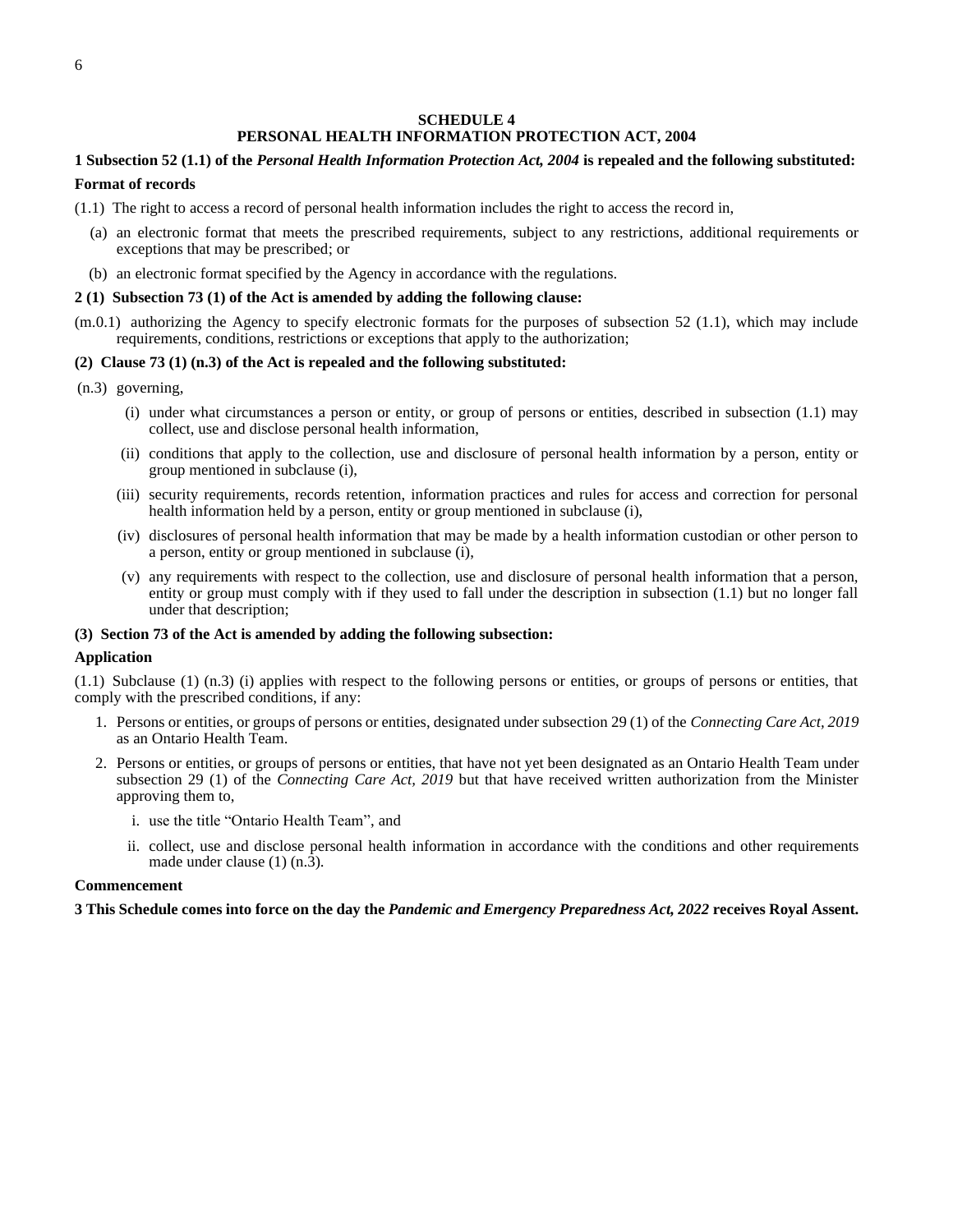## SCHEDULE 4
## PERSONAL HEALTH INFORMATION PROTECTION ACT, 2004

**1 Subsection 52 (1.1) of the *Personal Health Information Protection Act, 2004* is repealed and the following substituted:**

**Format of records**

(1.1) The right to access a record of personal health information includes the right to access the record in,

- (a) an electronic format that meets the prescribed requirements, subject to any restrictions, additional requirements or exceptions that may be prescribed; or
- (b) an electronic format specified by the Agency in accordance with the regulations.

**2 (1) Subsection 73 (1) of the Act is amended by adding the following clause:**

(m.0.1) authorizing the Agency to specify electronic formats for the purposes of subsection 52 (1.1), which may include requirements, conditions, restrictions or exceptions that apply to the authorization;

**(2) Clause 73 (1) (n.3) of the Act is repealed and the following substituted:**

(n.3) governing,

- (i) under what circumstances a person or entity, or group of persons or entities, described in subsection (1.1) may collect, use and disclose personal health information,
- (ii) conditions that apply to the collection, use and disclosure of personal health information by a person, entity or group mentioned in subclause (i),
- (iii) security requirements, records retention, information practices and rules for access and correction for personal health information held by a person, entity or group mentioned in subclause (i),
- (iv) disclosures of personal health information that may be made by a health information custodian or other person to a person, entity or group mentioned in subclause (i),
- (v) any requirements with respect to the collection, use and disclosure of personal health information that a person, entity or group must comply with if they used to fall under the description in subsection (1.1) but no longer fall under that description;

**(3) Section 73 of the Act is amended by adding the following subsection:**

**Application**

(1.1) Subclause (1) (n.3) (i) applies with respect to the following persons or entities, or groups of persons or entities, that comply with the prescribed conditions, if any:

1. Persons or entities, or groups of persons or entities, designated under subsection 29 (1) of the *Connecting Care Act, 2019* as an Ontario Health Team.
2. Persons or entities, or groups of persons or entities, that have not yet been designated as an Ontario Health Team under subsection 29 (1) of the *Connecting Care Act, 2019* but that have received written authorization from the Minister approving them to,
   - i. use the title "Ontario Health Team", and
   - ii. collect, use and disclose personal health information in accordance with the conditions and other requirements made under clause (1) (n.3).

**Commencement**

**3 This Schedule comes into force on the day the *Pandemic and Emergency Preparedness Act, 2022* receives Royal Assent.**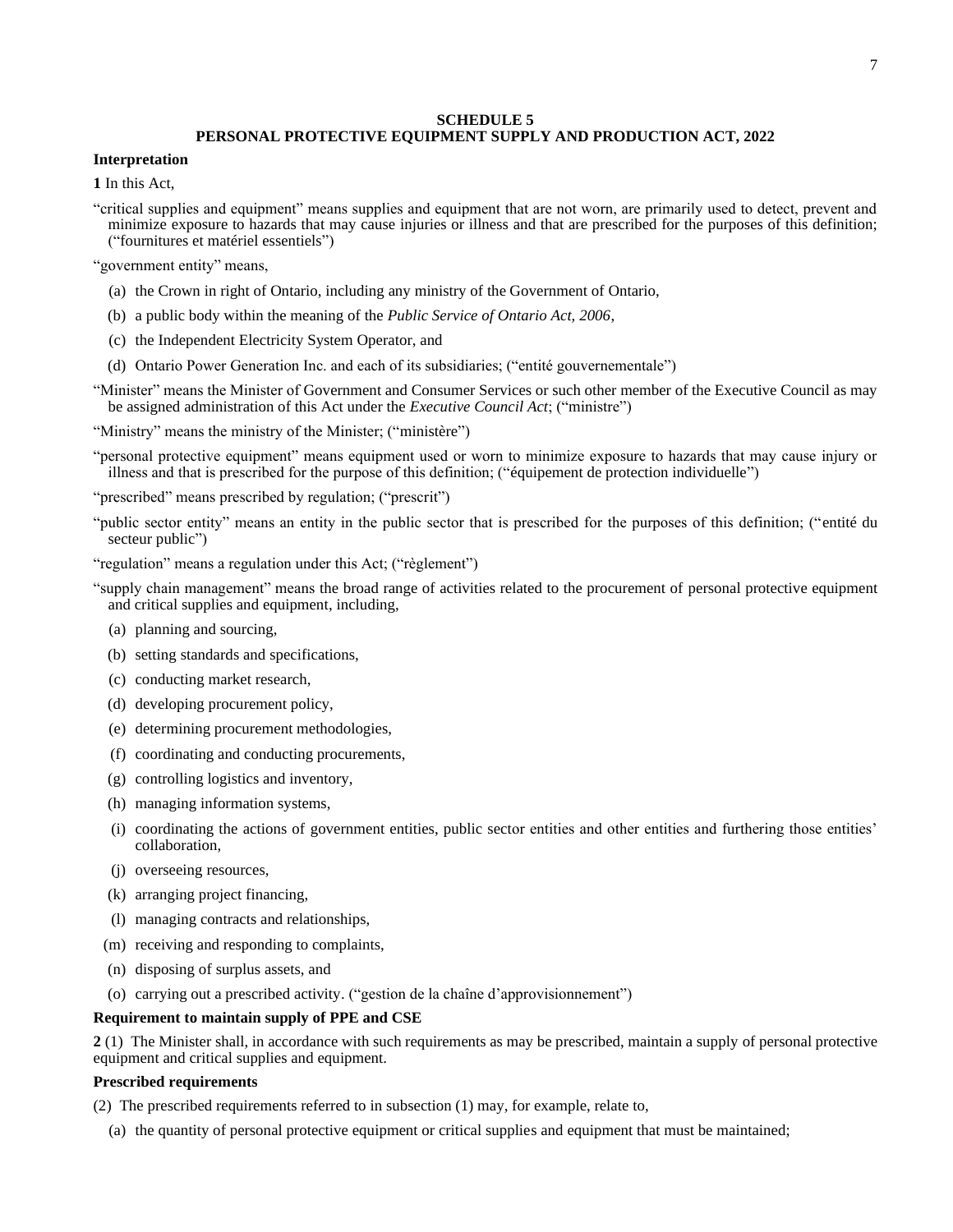**SCHEDULE 5**
**PERSONAL PROTECTIVE EQUIPMENT SUPPLY AND PRODUCTION ACT, 2022**

**Interpretation**

**1** In this Act,

"critical supplies and equipment" means supplies and equipment that are not worn, are primarily used to detect, prevent and minimize exposure to hazards that may cause injuries or illness and that are prescribed for the purposes of this definition; ("fournitures et matériel essentiels")

"government entity" means,

- (a) the Crown in right of Ontario, including any ministry of the Government of Ontario,
- (b) a public body within the meaning of the *Public Service of Ontario Act, 2006*,
- (c) the Independent Electricity System Operator, and
- (d) Ontario Power Generation Inc. and each of its subsidiaries; ("entité gouvernementale")

"Minister" means the Minister of Government and Consumer Services or such other member of the Executive Council as may be assigned administration of this Act under the *Executive Council Act*; ("ministre")

"Ministry" means the ministry of the Minister; ("ministère")

"personal protective equipment" means equipment used or worn to minimize exposure to hazards that may cause injury or illness and that is prescribed for the purpose of this definition; ("équipement de protection individuelle")

"prescribed" means prescribed by regulation; ("prescrit")

"public sector entity" means an entity in the public sector that is prescribed for the purposes of this definition; ("entité du secteur public")

"regulation" means a regulation under this Act; ("règlement")

"supply chain management" means the broad range of activities related to the procurement of personal protective equipment and critical supplies and equipment, including,

- (a) planning and sourcing,
- (b) setting standards and specifications,
- (c) conducting market research,
- (d) developing procurement policy,
- (e) determining procurement methodologies,
- (f) coordinating and conducting procurements,
- (g) controlling logistics and inventory,
- (h) managing information systems,
- (i) coordinating the actions of government entities, public sector entities and other entities and furthering those entities' collaboration,
- (j) overseeing resources,
- (k) arranging project financing,
- (l) managing contracts and relationships,
- (m) receiving and responding to complaints,
- (n) disposing of surplus assets, and
- (o) carrying out a prescribed activity. ("gestion de la chaîne d'approvisionnement")

**Requirement to maintain supply of PPE and CSE**

**2** (1) The Minister shall, in accordance with such requirements as may be prescribed, maintain a supply of personal protective equipment and critical supplies and equipment.

**Prescribed requirements**

(2) The prescribed requirements referred to in subsection (1) may, for example, relate to,

- (a) the quantity of personal protective equipment or critical supplies and equipment that must be maintained;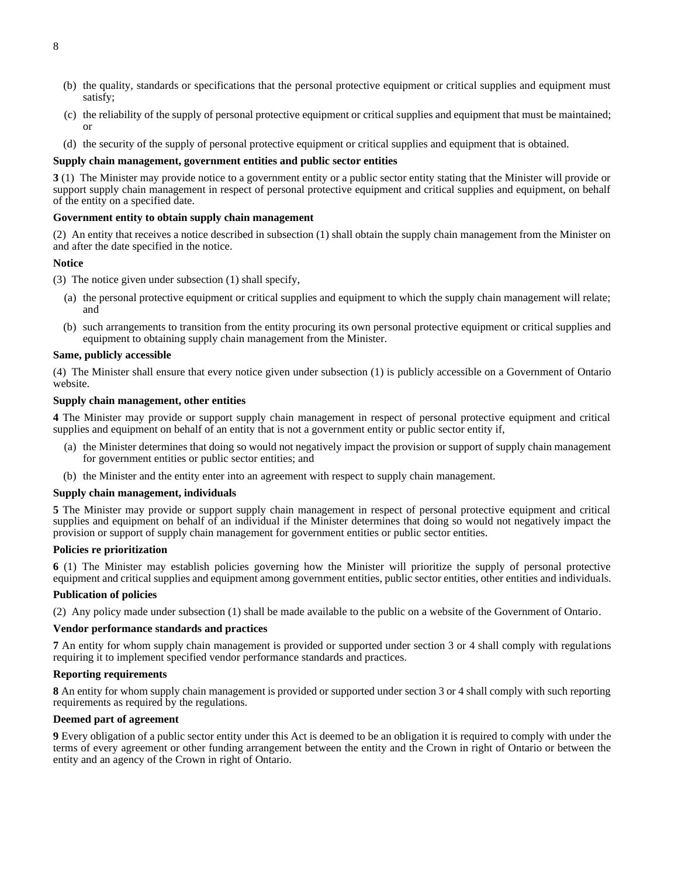(b) the quality, standards or specifications that the personal protective equipment or critical supplies and equipment must satisfy;

(c) the reliability of the supply of personal protective equipment or critical supplies and equipment that must be maintained; or

(d) the security of the supply of personal protective equipment or critical supplies and equipment that is obtained.

**Supply chain management, government entities and public sector entities**

**3** (1) The Minister may provide notice to a government entity or a public sector entity stating that the Minister will provide or support supply chain management in respect of personal protective equipment and critical supplies and equipment, on behalf of the entity on a specified date.

**Government entity to obtain supply chain management**

(2) An entity that receives a notice described in subsection (1) shall obtain the supply chain management from the Minister on and after the date specified in the notice.

**Notice**

(3) The notice given under subsection (1) shall specify,

(a) the personal protective equipment or critical supplies and equipment to which the supply chain management will relate; and

(b) such arrangements to transition from the entity procuring its own personal protective equipment or critical supplies and equipment to obtaining supply chain management from the Minister.

**Same, publicly accessible**

(4) The Minister shall ensure that every notice given under subsection (1) is publicly accessible on a Government of Ontario website.

**Supply chain management, other entities**

**4** The Minister may provide or support supply chain management in respect of personal protective equipment and critical supplies and equipment on behalf of an entity that is not a government entity or public sector entity if,

(a) the Minister determines that doing so would not negatively impact the provision or support of supply chain management for government entities or public sector entities; and

(b) the Minister and the entity enter into an agreement with respect to supply chain management.

**Supply chain management, individuals**

**5** The Minister may provide or support supply chain management in respect of personal protective equipment and critical supplies and equipment on behalf of an individual if the Minister determines that doing so would not negatively impact the provision or support of supply chain management for government entities or public sector entities.

**Policies re prioritization**

**6** (1) The Minister may establish policies governing how the Minister will prioritize the supply of personal protective equipment and critical supplies and equipment among government entities, public sector entities, other entities and individuals.

**Publication of policies**

(2) Any policy made under subsection (1) shall be made available to the public on a website of the Government of Ontario.

**Vendor performance standards and practices**

**7** An entity for whom supply chain management is provided or supported under section 3 or 4 shall comply with regulations requiring it to implement specified vendor performance standards and practices.

**Reporting requirements**

**8** An entity for whom supply chain management is provided or supported under section 3 or 4 shall comply with such reporting requirements as required by the regulations.

**Deemed part of agreement**

**9** Every obligation of a public sector entity under this Act is deemed to be an obligation it is required to comply with under the terms of every agreement or other funding arrangement between the entity and the Crown in right of Ontario or between the entity and an agency of the Crown in right of Ontario.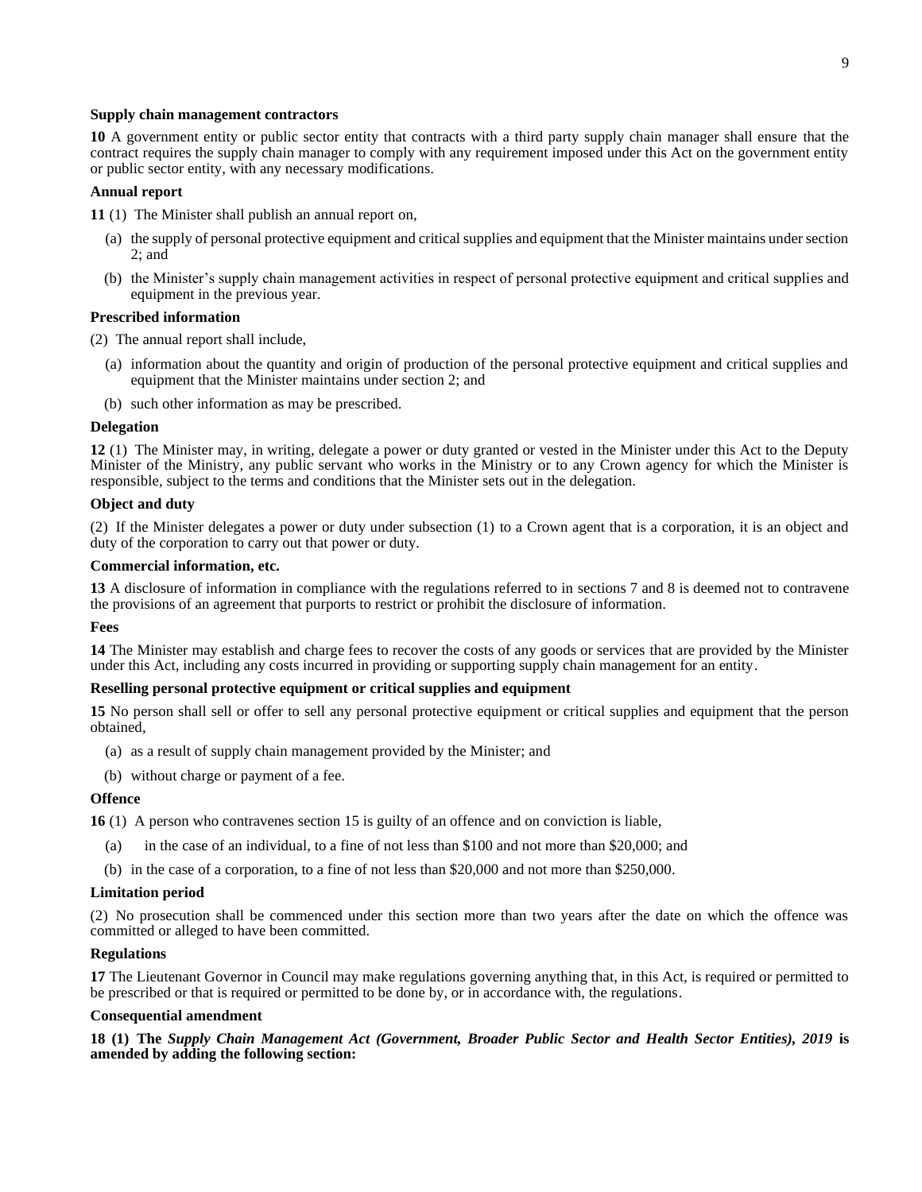**Supply chain management contractors**

**10** A government entity or public sector entity that contracts with a third party supply chain manager shall ensure that the contract requires the supply chain manager to comply with any requirement imposed under this Act on the government entity or public sector entity, with any necessary modifications.

**Annual report**

**11** (1) The Minister shall publish an annual report on,

(a) the supply of personal protective equipment and critical supplies and equipment that the Minister maintains under section 2; and

(b) the Minister's supply chain management activities in respect of personal protective equipment and critical supplies and equipment in the previous year.

**Prescribed information**

(2) The annual report shall include,

(a) information about the quantity and origin of production of the personal protective equipment and critical supplies and equipment that the Minister maintains under section 2; and

(b) such other information as may be prescribed.

**Delegation**

**12** (1) The Minister may, in writing, delegate a power or duty granted or vested in the Minister under this Act to the Deputy Minister of the Ministry, any public servant who works in the Ministry or to any Crown agency for which the Minister is responsible, subject to the terms and conditions that the Minister sets out in the delegation.

**Object and duty**

(2) If the Minister delegates a power or duty under subsection (1) to a Crown agent that is a corporation, it is an object and duty of the corporation to carry out that power or duty.

**Commercial information, etc.**

**13** A disclosure of information in compliance with the regulations referred to in sections 7 and 8 is deemed not to contravene the provisions of an agreement that purports to restrict or prohibit the disclosure of information.

**Fees**

**14** The Minister may establish and charge fees to recover the costs of any goods or services that are provided by the Minister under this Act, including any costs incurred in providing or supporting supply chain management for an entity.

**Reselling personal protective equipment or critical supplies and equipment**

**15** No person shall sell or offer to sell any personal protective equipment or critical supplies and equipment that the person obtained,

(a) as a result of supply chain management provided by the Minister; and

(b) without charge or payment of a fee.

**Offence**

**16** (1) A person who contravenes section 15 is guilty of an offence and on conviction is liable,

(a) in the case of an individual, to a fine of not less than $100 and not more than $20,000; and

(b) in the case of a corporation, to a fine of not less than $20,000 and not more than $250,000.

**Limitation period**

(2) No prosecution shall be commenced under this section more than two years after the date on which the offence was committed or alleged to have been committed.

**Regulations**

**17** The Lieutenant Governor in Council may make regulations governing anything that, in this Act, is required or permitted to be prescribed or that is required or permitted to be done by, or in accordance with, the regulations.

**Consequential amendment**

**18 (1) The *Supply Chain Management Act (Government, Broader Public Sector and Health Sector Entities), 2019* is amended by adding the following section:**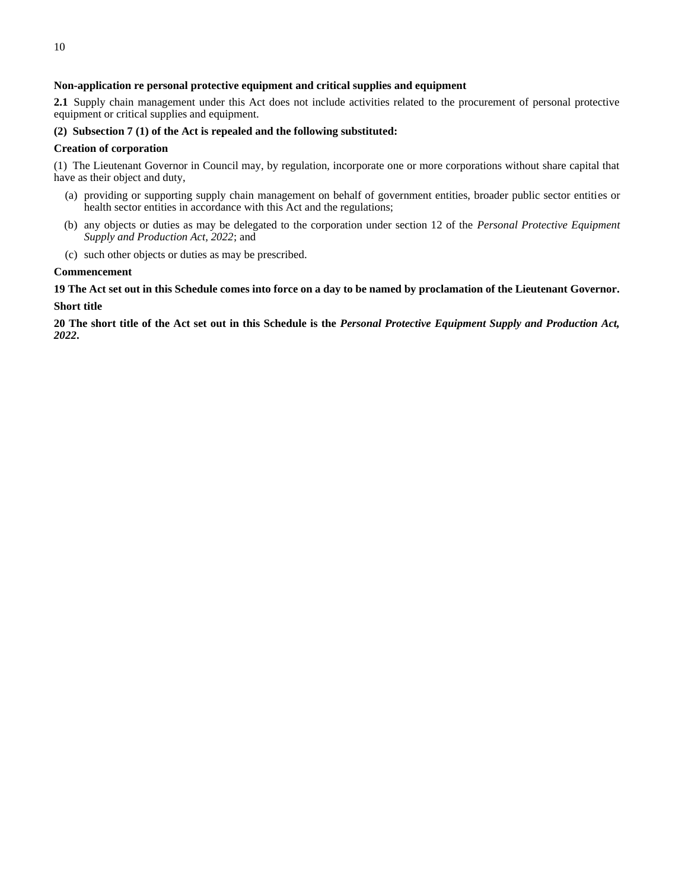**Non-application re personal protective equipment and critical supplies and equipment**

**2.1** Supply chain management under this Act does not include activities related to the procurement of personal protective equipment or critical supplies and equipment.

**(2) Subsection 7 (1) of the Act is repealed and the following substituted:**

**Creation of corporation**

(1) The Lieutenant Governor in Council may, by regulation, incorporate one or more corporations without share capital that have as their object and duty,

- (a) providing or supporting supply chain management on behalf of government entities, broader public sector entities or health sector entities in accordance with this Act and the regulations;
- (b) any objects or duties as may be delegated to the corporation under section 12 of the *Personal Protective Equipment Supply and Production Act, 2022*; and
- (c) such other objects or duties as may be prescribed.

**Commencement**

**19 The Act set out in this Schedule comes into force on a day to be named by proclamation of the Lieutenant Governor.**

**Short title**

**20 The short title of the Act set out in this Schedule is the *Personal Protective Equipment Supply and Production Act, 2022*.**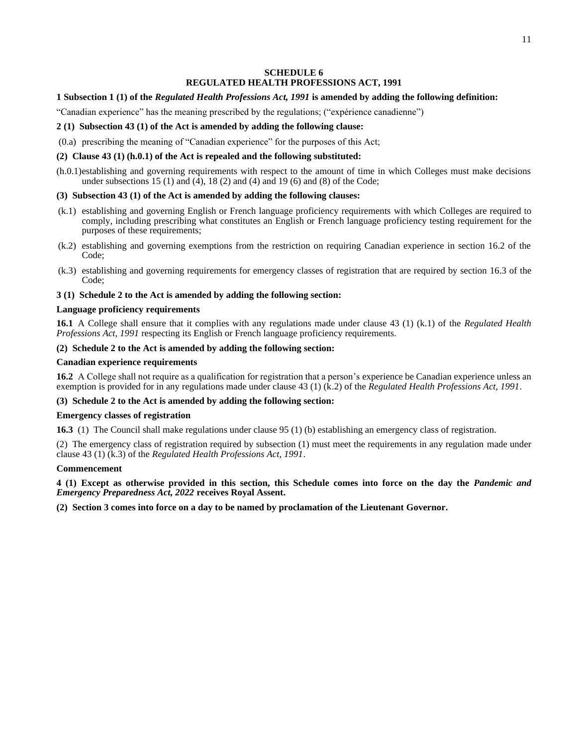## SCHEDULE 6
## REGULATED HEALTH PROFESSIONS ACT, 1991

**1 Subsection 1 (1) of the *Regulated Health Professions Act, 1991* is amended by adding the following definition:**

"Canadian experience" has the meaning prescribed by the regulations; ("expérience canadienne")

**2 (1) Subsection 43 (1) of the Act is amended by adding the following clause:**

(0.a) prescribing the meaning of "Canadian experience" for the purposes of this Act;

**(2) Clause 43 (1) (h.0.1) of the Act is repealed and the following substituted:**

(h.0.1) establishing and governing requirements with respect to the amount of time in which Colleges must make decisions under subsections 15 (1) and (4), 18 (2) and (4) and 19 (6) and (8) of the Code;

**(3) Subsection 43 (1) of the Act is amended by adding the following clauses:**

(k.1) establishing and governing English or French language proficiency requirements with which Colleges are required to comply, including prescribing what constitutes an English or French language proficiency testing requirement for the purposes of these requirements;

(k.2) establishing and governing exemptions from the restriction on requiring Canadian experience in section 16.2 of the Code;

(k.3) establishing and governing requirements for emergency classes of registration that are required by section 16.3 of the Code;

**3 (1) Schedule 2 to the Act is amended by adding the following section:**

**Language proficiency requirements**

**16.1** A College shall ensure that it complies with any regulations made under clause 43 (1) (k.1) of the *Regulated Health Professions Act, 1991* respecting its English or French language proficiency requirements.

**(2) Schedule 2 to the Act is amended by adding the following section:**

**Canadian experience requirements**

**16.2** A College shall not require as a qualification for registration that a person's experience be Canadian experience unless an exemption is provided for in any regulations made under clause 43 (1) (k.2) of the *Regulated Health Professions Act, 1991*.

**(3) Schedule 2 to the Act is amended by adding the following section:**

**Emergency classes of registration**

**16.3** (1) The Council shall make regulations under clause 95 (1) (b) establishing an emergency class of registration.

(2) The emergency class of registration required by subsection (1) must meet the requirements in any regulation made under clause 43 (1) (k.3) of the *Regulated Health Professions Act, 1991*.

**Commencement**

**4 (1) Except as otherwise provided in this section, this Schedule comes into force on the day the *Pandemic and Emergency Preparedness Act, 2022* receives Royal Assent.**

**(2) Section 3 comes into force on a day to be named by proclamation of the Lieutenant Governor.**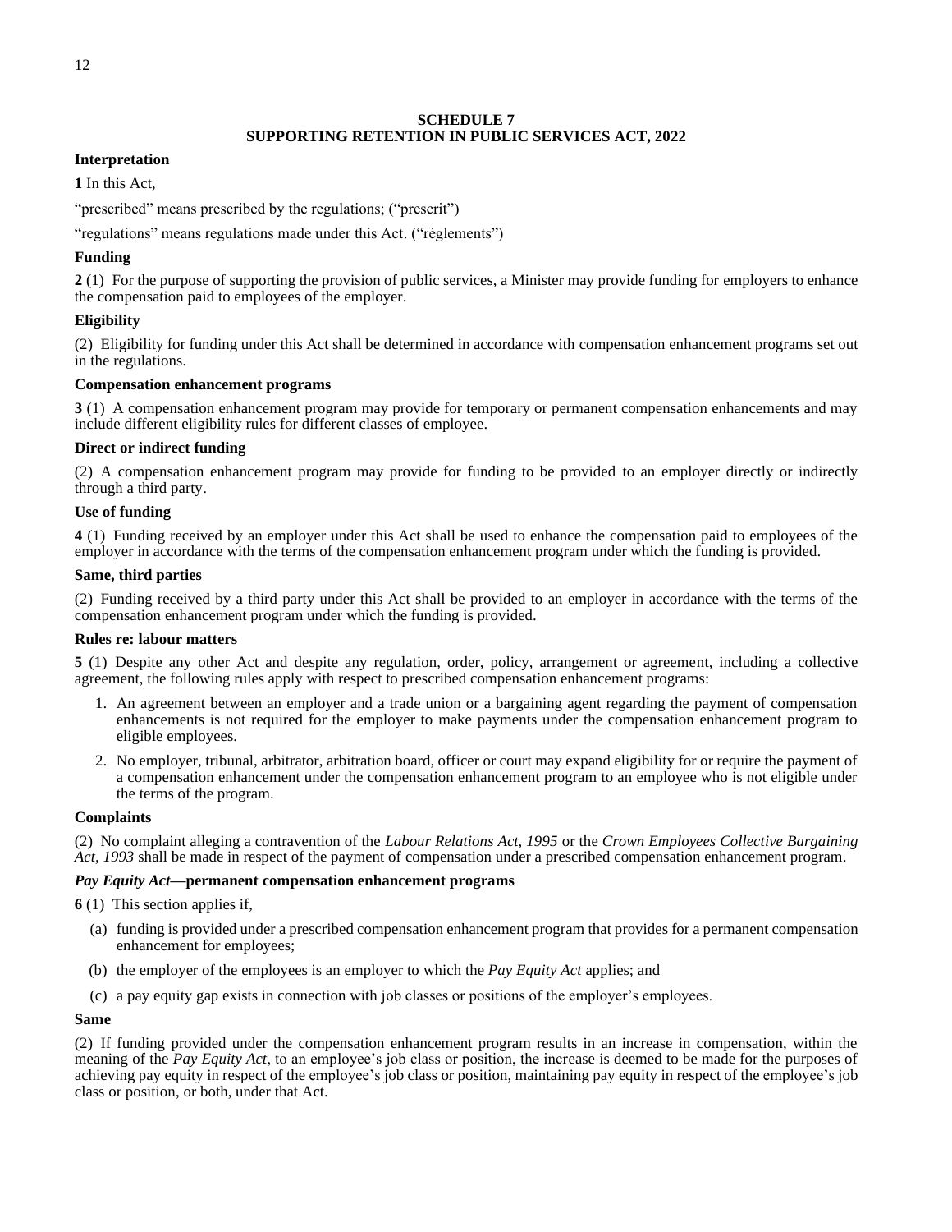## SCHEDULE 7
## SUPPORTING RETENTION IN PUBLIC SERVICES ACT, 2022

**Interpretation**

**1** In this Act,

"prescribed" means prescribed by the regulations; ("prescrit")

"regulations" means regulations made under this Act. ("règlements")

**Funding**

**2** (1) For the purpose of supporting the provision of public services, a Minister may provide funding for employers to enhance the compensation paid to employees of the employer.

**Eligibility**

(2) Eligibility for funding under this Act shall be determined in accordance with compensation enhancement programs set out in the regulations.

**Compensation enhancement programs**

**3** (1) A compensation enhancement program may provide for temporary or permanent compensation enhancements and may include different eligibility rules for different classes of employee.

**Direct or indirect funding**

(2) A compensation enhancement program may provide for funding to be provided to an employer directly or indirectly through a third party.

**Use of funding**

**4** (1) Funding received by an employer under this Act shall be used to enhance the compensation paid to employees of the employer in accordance with the terms of the compensation enhancement program under which the funding is provided.

**Same, third parties**

(2) Funding received by a third party under this Act shall be provided to an employer in accordance with the terms of the compensation enhancement program under which the funding is provided.

**Rules re: labour matters**

**5** (1) Despite any other Act and despite any regulation, order, policy, arrangement or agreement, including a collective agreement, the following rules apply with respect to prescribed compensation enhancement programs:

1. An agreement between an employer and a trade union or a bargaining agent regarding the payment of compensation enhancements is not required for the employer to make payments under the compensation enhancement program to eligible employees.
2. No employer, tribunal, arbitrator, arbitration board, officer or court may expand eligibility for or require the payment of a compensation enhancement under the compensation enhancement program to an employee who is not eligible under the terms of the program.

**Complaints**

(2) No complaint alleging a contravention of the *Labour Relations Act, 1995* or the *Crown Employees Collective Bargaining Act, 1993* shall be made in respect of the payment of compensation under a prescribed compensation enhancement program.

***Pay Equity Act*—permanent compensation enhancement programs**

**6** (1) This section applies if,

(a) funding is provided under a prescribed compensation enhancement program that provides for a permanent compensation enhancement for employees;

(b) the employer of the employees is an employer to which the *Pay Equity Act* applies; and

(c) a pay equity gap exists in connection with job classes or positions of the employer's employees.

**Same**

(2) If funding provided under the compensation enhancement program results in an increase in compensation, within the meaning of the *Pay Equity Act*, to an employee's job class or position, the increase is deemed to be made for the purposes of achieving pay equity in respect of the employee's job class or position, maintaining pay equity in respect of the employee's job class or position, or both, under that Act.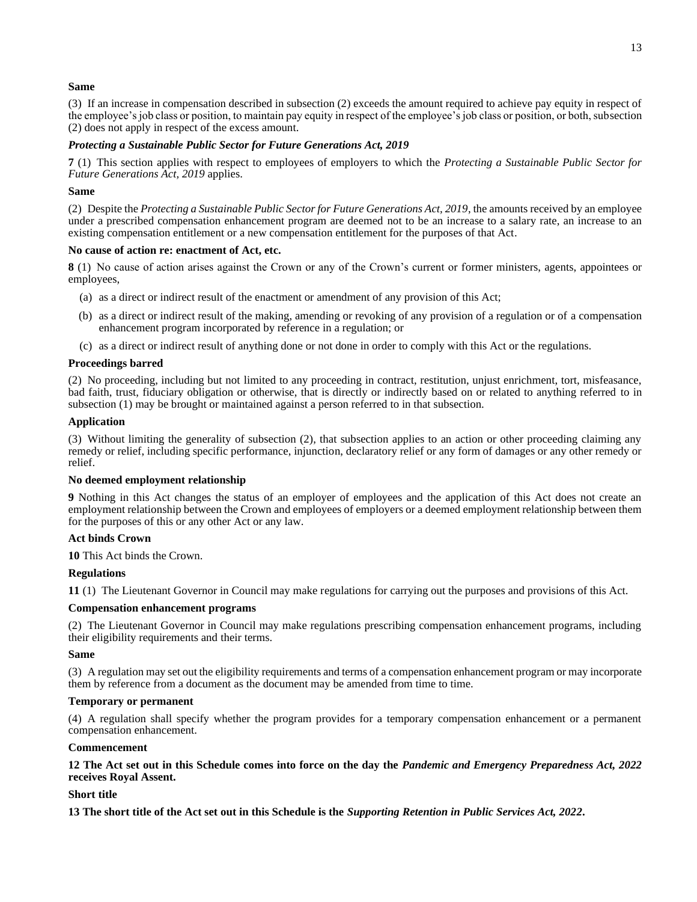**Same**

(3) If an increase in compensation described in subsection (2) exceeds the amount required to achieve pay equity in respect of the employee's job class or position, to maintain pay equity in respect of the employee's job class or position, or both, subsection (2) does not apply in respect of the excess amount.

***Protecting a Sustainable Public Sector for Future Generations Act, 2019***

**7** (1) This section applies with respect to employees of employers to which the *Protecting a Sustainable Public Sector for Future Generations Act, 2019* applies.

**Same**

(2) Despite the *Protecting a Sustainable Public Sector for Future Generations Act, 2019*, the amounts received by an employee under a prescribed compensation enhancement program are deemed not to be an increase to a salary rate, an increase to an existing compensation entitlement or a new compensation entitlement for the purposes of that Act.

**No cause of action re: enactment of Act, etc.**

**8** (1) No cause of action arises against the Crown or any of the Crown's current or former ministers, agents, appointees or employees,

(a) as a direct or indirect result of the enactment or amendment of any provision of this Act;

(b) as a direct or indirect result of the making, amending or revoking of any provision of a regulation or of a compensation enhancement program incorporated by reference in a regulation; or

(c) as a direct or indirect result of anything done or not done in order to comply with this Act or the regulations.

**Proceedings barred**

(2) No proceeding, including but not limited to any proceeding in contract, restitution, unjust enrichment, tort, misfeasance, bad faith, trust, fiduciary obligation or otherwise, that is directly or indirectly based on or related to anything referred to in subsection (1) may be brought or maintained against a person referred to in that subsection.

**Application**

(3) Without limiting the generality of subsection (2), that subsection applies to an action or other proceeding claiming any remedy or relief, including specific performance, injunction, declaratory relief or any form of damages or any other remedy or relief.

**No deemed employment relationship**

**9** Nothing in this Act changes the status of an employer of employees and the application of this Act does not create an employment relationship between the Crown and employees of employers or a deemed employment relationship between them for the purposes of this or any other Act or any law.

**Act binds Crown**

**10** This Act binds the Crown.

**Regulations**

**11** (1) The Lieutenant Governor in Council may make regulations for carrying out the purposes and provisions of this Act.

**Compensation enhancement programs**

(2) The Lieutenant Governor in Council may make regulations prescribing compensation enhancement programs, including their eligibility requirements and their terms.

**Same**

(3) A regulation may set out the eligibility requirements and terms of a compensation enhancement program or may incorporate them by reference from a document as the document may be amended from time to time.

**Temporary or permanent**

(4) A regulation shall specify whether the program provides for a temporary compensation enhancement or a permanent compensation enhancement.

**Commencement**

**12 The Act set out in this Schedule comes into force on the day the *Pandemic and Emergency Preparedness Act, 2022* receives Royal Assent.**

**Short title**

**13 The short title of the Act set out in this Schedule is the *Supporting Retention in Public Services Act, 2022*.**